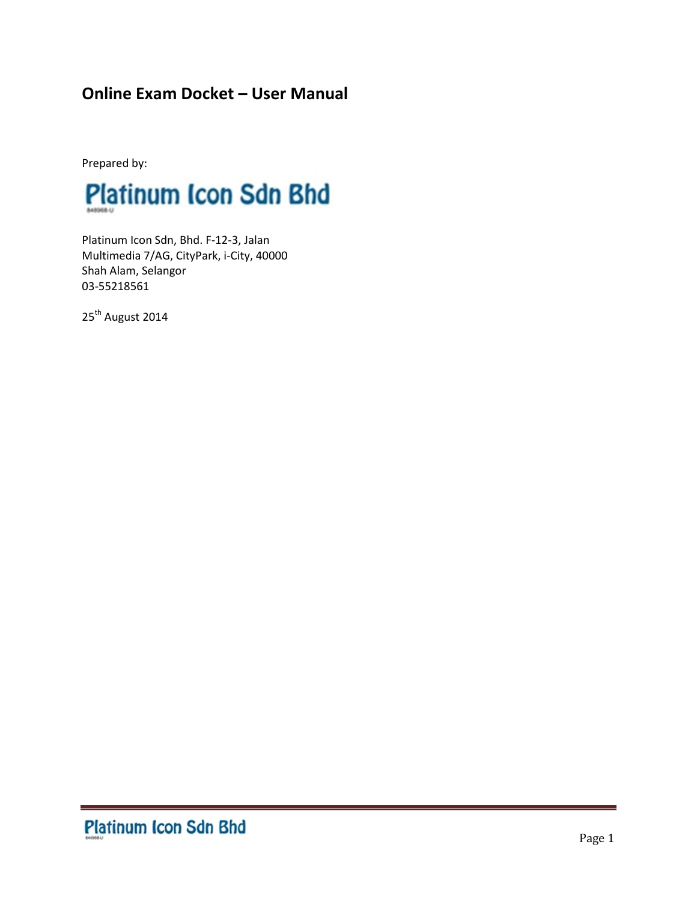# Online Exam Docket – User Manual

Prepared by:

**Platinum Icon Sdn Bhd**

848968-U

Platinum Icon Sdn, Bhd. F-12-3, Jalan Multimedia 7/AG, CityPark, i-City, 40000 Shah Alam, Selangor
03-55218561

25th August 2014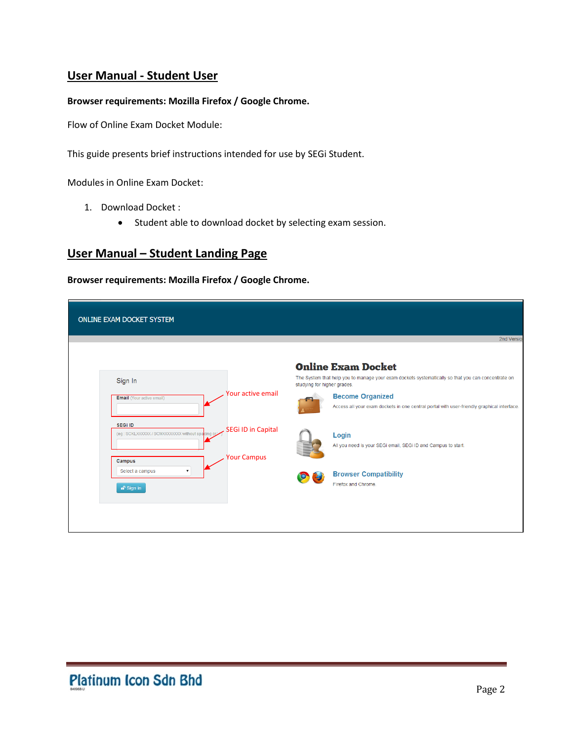## User Manual - Student User

**Browser requirements: Mozilla Firefox / Google Chrome.**

Flow of Online Exam Docket Module:

This guide presents brief instructions intended for use by SEGi Student.

Modules in Online Exam Docket:

1. Download Docket :
   - Student able to download docket by selecting exam session.

## User Manual – Student Landing Page

**Browser requirements: Mozilla Firefox / Google Chrome.**

ONLINE EXAM DOCKET SYSTEM

2nd Versio

Sign In

Email (Your active email)

SEGi ID

(eg : SCKLXXXXXX / SCMXXXXXXXX without spacing or -)

Campus

Select a campus

Sign in

Your active email

SEGi ID in Capital

Your Campus

**Online Exam Docket**

The System that help you to manage your exam dockets systematically so that you can concentrate on studying for higher grades.

**Become Organized**

Access all your exam dockets in one central portal with user-friendly graphical interface.

**Login**

All you need is your SEGi email, SEGi ID and Campus to start.

**Browser Compatibility**

Firefox and Chrome.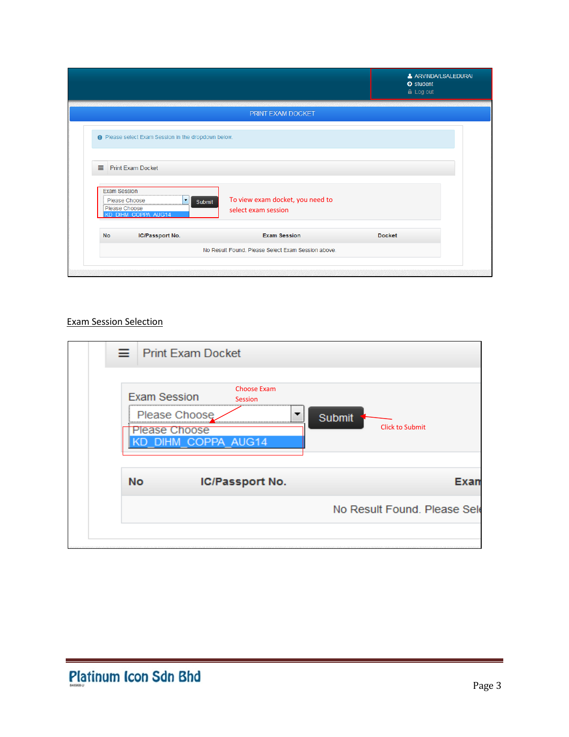ARVINDA/LSALEDURAI
student
Log out

PRINT EXAM DOCKET

Please select Exam Session in the dropdown below.

Print Exam Docket

Exam Session
Please Choose
Please Choose
KD_DIHM_COPPA_AUG14
Submit

To view exam docket, you need to select exam session

| No | IC/Passport No. | Exam Session | Docket |
|---|---|---|---|
| No Result Found. Please Select Exam Session above. | | | |

## Exam Session Selection

Print Exam Docket

Exam Session
Please Choose
Please Choose
KD_DIHM_COPPA_AUG14

Choose Exam Session

Submit

Click to Submit

| No | IC/Passport No. | Exam |
|---|---|---|
| No Result Found. Please Sel | | |

Platinum Icon Sdn Bhd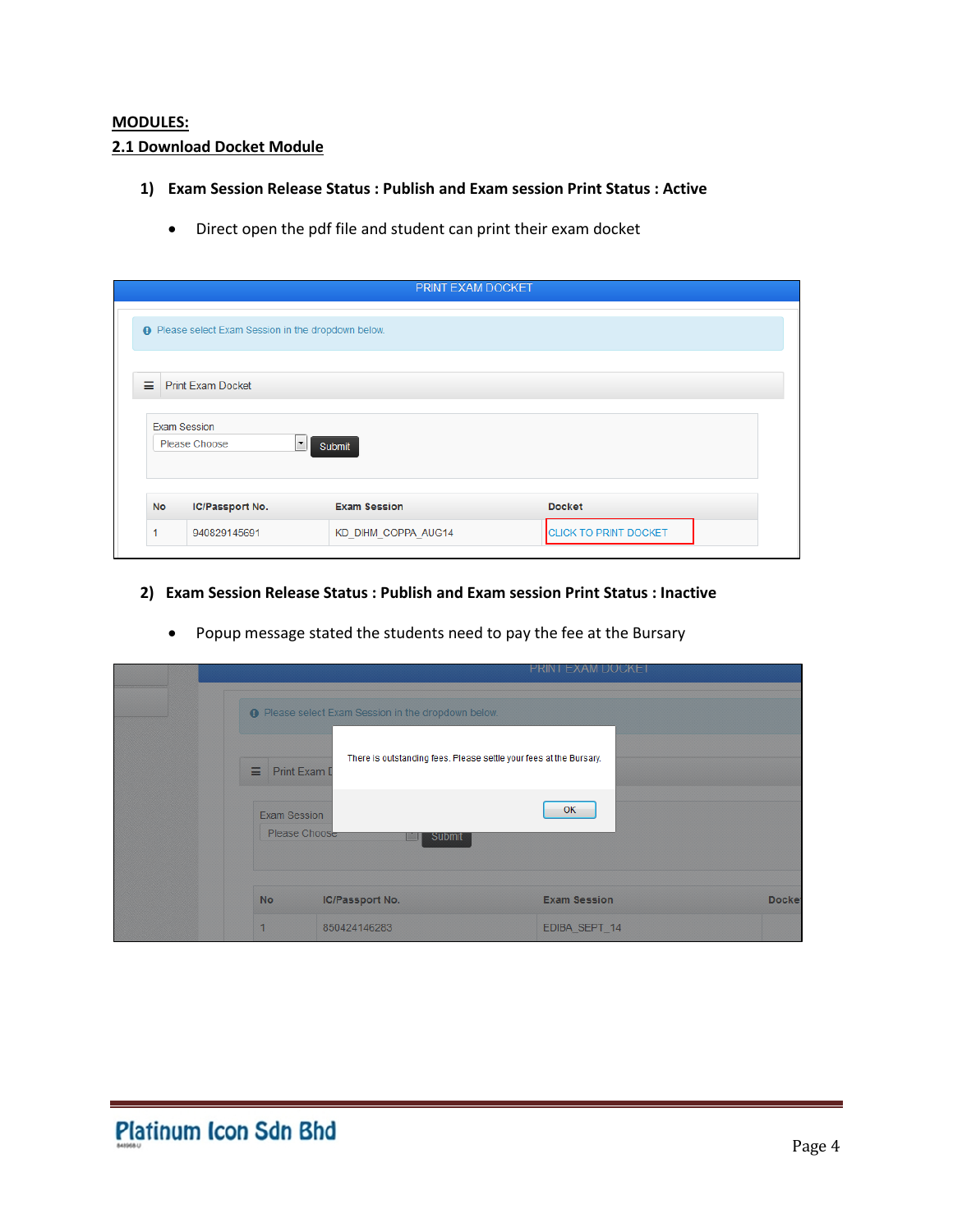**MODULES:**

**2.1 Download Docket Module**

1) **Exam Session Release Status : Publish and Exam session Print Status : Active**

   - Direct open the pdf file and student can print their exam docket

PRINT EXAM DOCKET

Please select Exam Session in the dropdown below.

Print Exam Docket

Exam Session

Please Choose | Submit

| No | IC/Passport No. | Exam Session | Docket |
|---|---|---|---|
| 1 | 940829145691 | KD_DIHM_COPPA_AUG14 | CLICK TO PRINT DOCKET |

2) **Exam Session Release Status : Publish and Exam session Print Status : Inactive**

   - Popup message stated the students need to pay the fee at the Bursary

PRINT EXAM DOCKET

Please select Exam Session in the dropdown below.

There is outstanding fees. Please settle your fees at the Bursary.

OK

Print Exam D

Exam Session

Please Choose | Submit

| No | IC/Passport No. | Exam Session | Docke |
|---|---|---|---|
| 1 | 850424146283 | EDIBA_SEPT_14 | |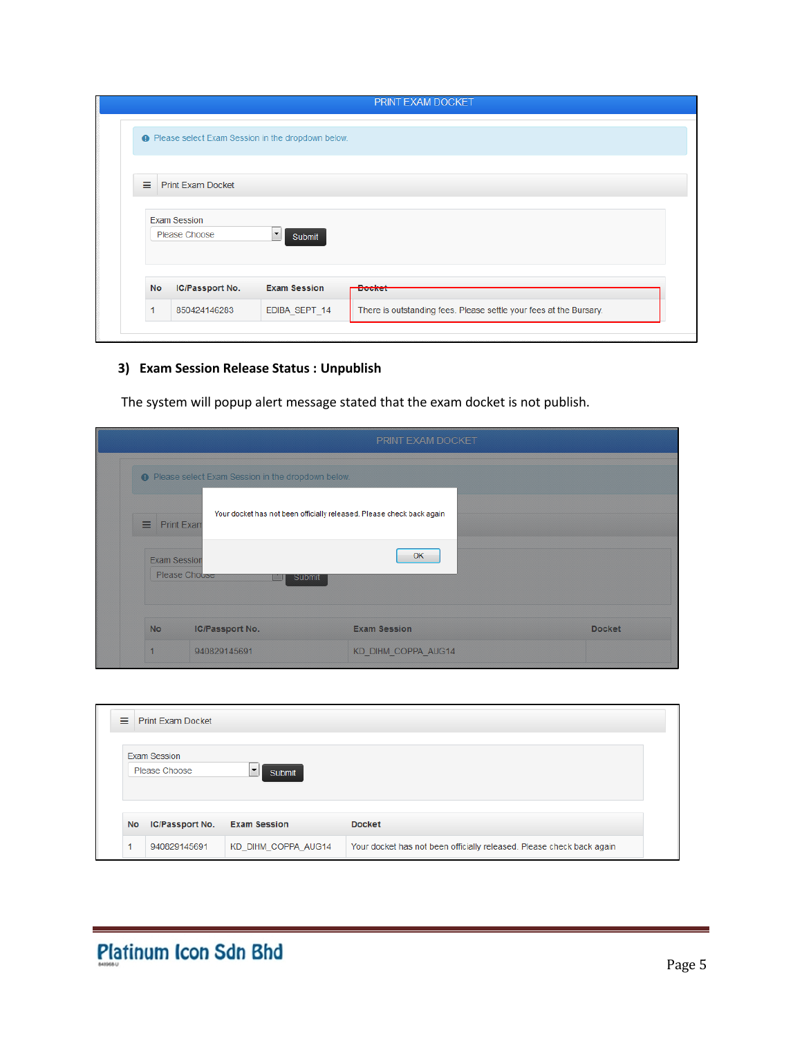PRINT EXAM DOCKET

Please select Exam Session in the dropdown below.

Print Exam Docket

Exam Session

Please Choose

Submit

| No | IC/Passport No. | Exam Session | Docket |
|---|---|---|---|
| 1 | 850424146283 | EDIBA_SEPT_14 | There is outstanding fees. Please settle your fees at the Bursary. |

### 3) Exam Session Release Status : Unpublish

The system will popup alert message stated that the exam docket is not publish.

PRINT EXAM DOCKET

Please select Exam Session in the dropdown below.

Your docket has not been officially released. Please check back again

OK

Print Exam Docket

Exam Session

Please Choose

Submit

| No | IC/Passport No. | Exam Session | Docket |
|---|---|---|---|
| 1 | 940829145691 | KD_DIHM_COPPA_AUG14 | |

Print Exam Docket

Exam Session

Please Choose

Submit

| No | IC/Passport No. | Exam Session | Docket |
|---|---|---|---|
| 1 | 940829145691 | KD_DIHM_COPPA_AUG14 | Your docket has not been officially released. Please check back again |